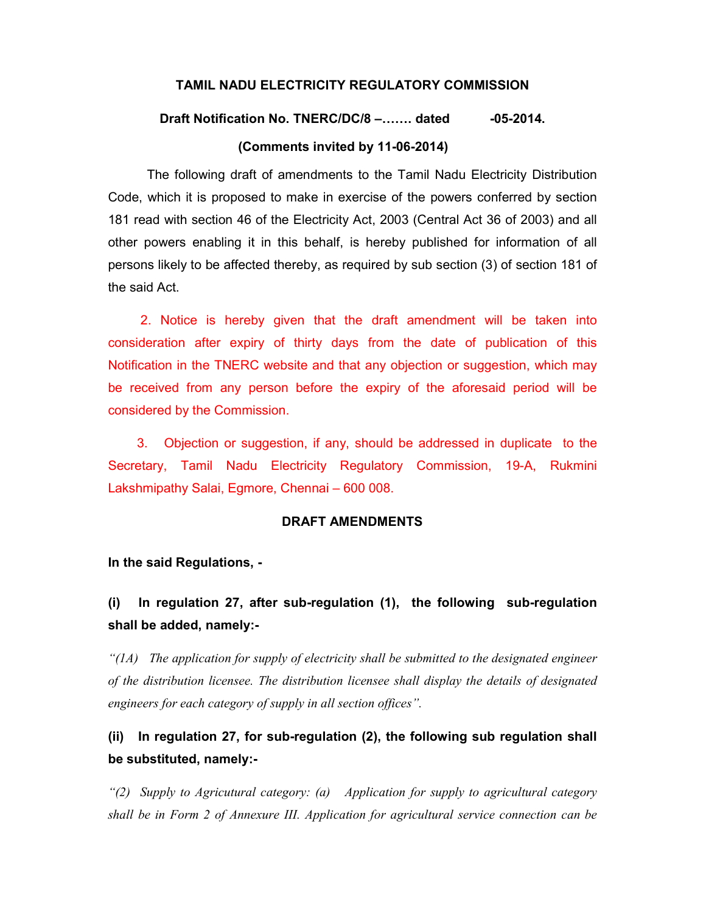# TAMIL NADU ELECTRICITY REGULATORY COMMISSION

**Draft Notification No. TNERC/DC/8 –……. dated -05-2014.**

**(Comments invited by 11-06-2014)**

The following draft of amendments to the Tamil Nadu Electricity Distribution Code, which it is proposed to make in exercise of the powers conferred by section 181 read with section 46 of the Electricity Act, 2003 (Central Act 36 of 2003) and all other powers enabling it in this behalf, is hereby published for information of all persons likely to be affected thereby, as required by sub section (3) of section 181 of the said Act.

2. Notice is hereby given that the draft amendment will be taken into consideration after expiry of thirty days from the date of publication of this Notification in the TNERC website and that any objection or suggestion, which may be received from any person before the expiry of the aforesaid period will be considered by the Commission.

3. Objection or suggestion, if any, should be addressed in duplicate to the Secretary, Tamil Nadu Electricity Regulatory Commission, 19-A, Rukmini Lakshmipathy Salai, Egmore, Chennai – 600 008.

## DRAFT AMENDMENTS

**In the said Regulations, -**

**(i) In regulation 27, after sub-regulation (1), the following sub-regulation shall be added, namely:-**

*"(1A) The application for supply of electricity shall be submitted to the designated engineer of the distribution licensee. The distribution licensee shall display the details of designated engineers for each category of supply in all section offices".*

**(ii) In regulation 27, for sub-regulation (2), the following sub regulation shall be substituted, namely:-**

*"(2) Supply to Agricutural category: (a) Application for supply to agricultural category shall be in Form 2 of Annexure III. Application for agricultural service connection can be*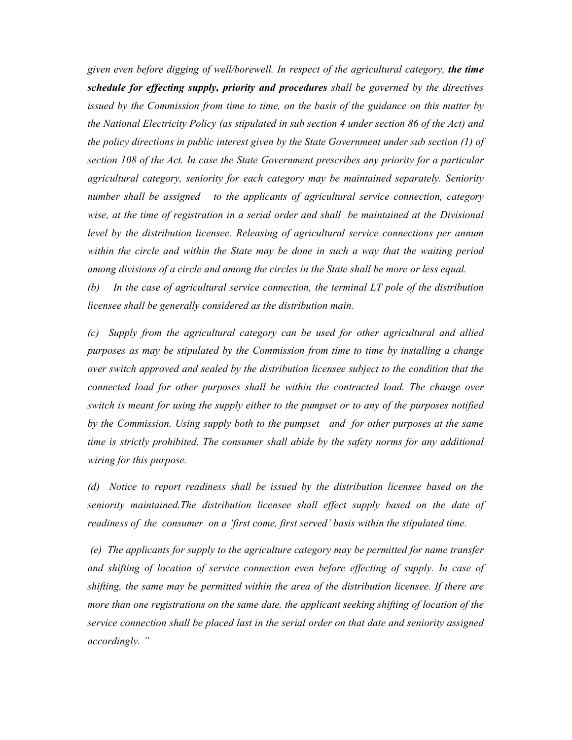*given even before digging of well/borewell. In respect of the agricultural category, **the time schedule for effecting supply, priority and procedures** shall be governed by the directives issued by the Commission from time to time, on the basis of the guidance on this matter by the National Electricity Policy (as stipulated in sub section 4 under section 86 of the Act) and the policy directions in public interest given by the State Government under sub section (1) of section 108 of the Act. In case the State Government prescribes any priority for a particular agricultural category, seniority for each category may be maintained separately. Seniority number shall be assigned to the applicants of agricultural service connection, category wise, at the time of registration in a serial order and shall be maintained at the Divisional level by the distribution licensee. Releasing of agricultural service connections per annum within the circle and within the State may be done in such a way that the waiting period among divisions of a circle and among the circles in the State shall be more or less equal.*

*(b) In the case of agricultural service connection, the terminal LT pole of the distribution licensee shall be generally considered as the distribution main.*

*(c) Supply from the agricultural category can be used for other agricultural and allied purposes as may be stipulated by the Commission from time to time by installing a change over switch approved and sealed by the distribution licensee subject to the condition that the connected load for other purposes shall be within the contracted load. The change over switch is meant for using the supply either to the pumpset or to any of the purposes notified by the Commission. Using supply both to the pumpset and for other purposes at the same time is strictly prohibited. The consumer shall abide by the safety norms for any additional wiring for this purpose.*

*(d) Notice to report readiness shall be issued by the distribution licensee based on the seniority maintained.The distribution licensee shall effect supply based on the date of readiness of the consumer on a 'first come, first served' basis within the stipulated time.*

*(e) The applicants for supply to the agriculture category may be permitted for name transfer and shifting of location of service connection even before effecting of supply. In case of shifting, the same may be permitted within the area of the distribution licensee. If there are more than one registrations on the same date, the applicant seeking shifting of location of the service connection shall be placed last in the serial order on that date and seniority assigned accordingly. "*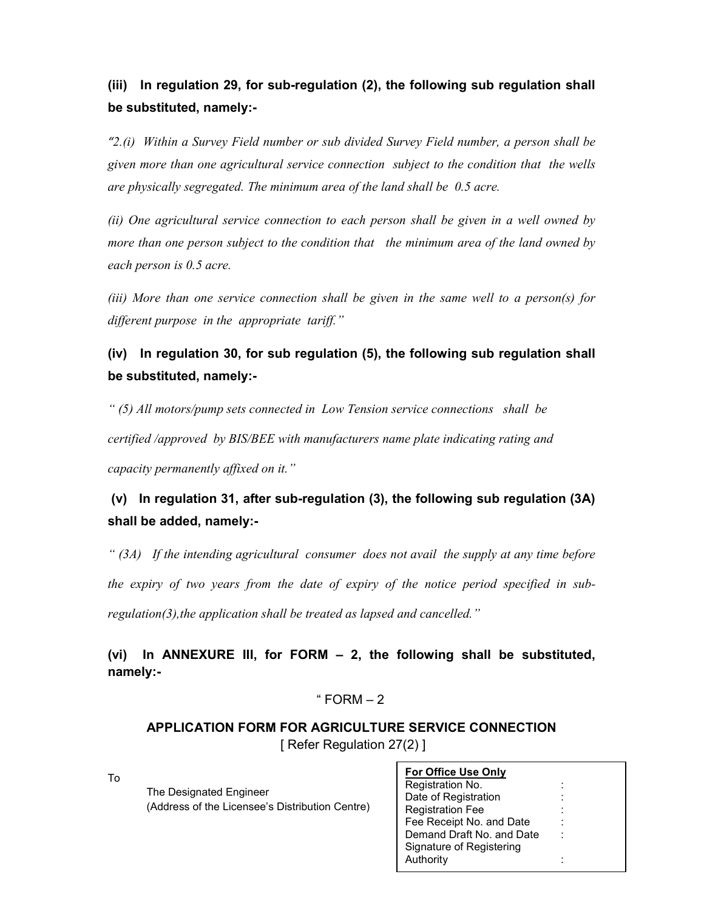**(iii) In regulation 29, for sub-regulation (2), the following sub regulation shall be substituted, namely:-**

*"2.(i) Within a Survey Field number or sub divided Survey Field number, a person shall be given more than one agricultural service connection subject to the condition that the wells are physically segregated. The minimum area of the land shall be 0.5 acre.*

*(ii) One agricultural service connection to each person shall be given in a well owned by more than one person subject to the condition that the minimum area of the land owned by each person is 0.5 acre.*

*(iii) More than one service connection shall be given in the same well to a person(s) for different purpose in the appropriate tariff."*

**(iv) In regulation 30, for sub regulation (5), the following sub regulation shall be substituted, namely:-**

*" (5) All motors/pump sets connected in Low Tension service connections shall be certified /approved by BIS/BEE with manufacturers name plate indicating rating and capacity permanently affixed on it."*

**(v) In regulation 31, after sub-regulation (3), the following sub regulation (3A) shall be added, namely:-**

*" (3A) If the intending agricultural consumer does not avail the supply at any time before the expiry of two years from the date of expiry of the notice period specified in sub-regulation(3),the application shall be treated as lapsed and cancelled."*

**(vi) In ANNEXURE III, for FORM – 2, the following shall be substituted, namely:-**

" FORM – 2

**APPLICATION FORM FOR AGRICULTURE SERVICE CONNECTION**

[ Refer Regulation 27(2) ]

To

The Designated Engineer
(Address of the Licensee's Distribution Centre)

| **For Office Use Only** | |
|---|---|
| Registration No. | : |
| Date of Registration | : |
| Registration Fee | : |
| Fee Receipt No. and Date | : |
| Demand Draft No. and Date | : |
| Signature of Registering Authority | : |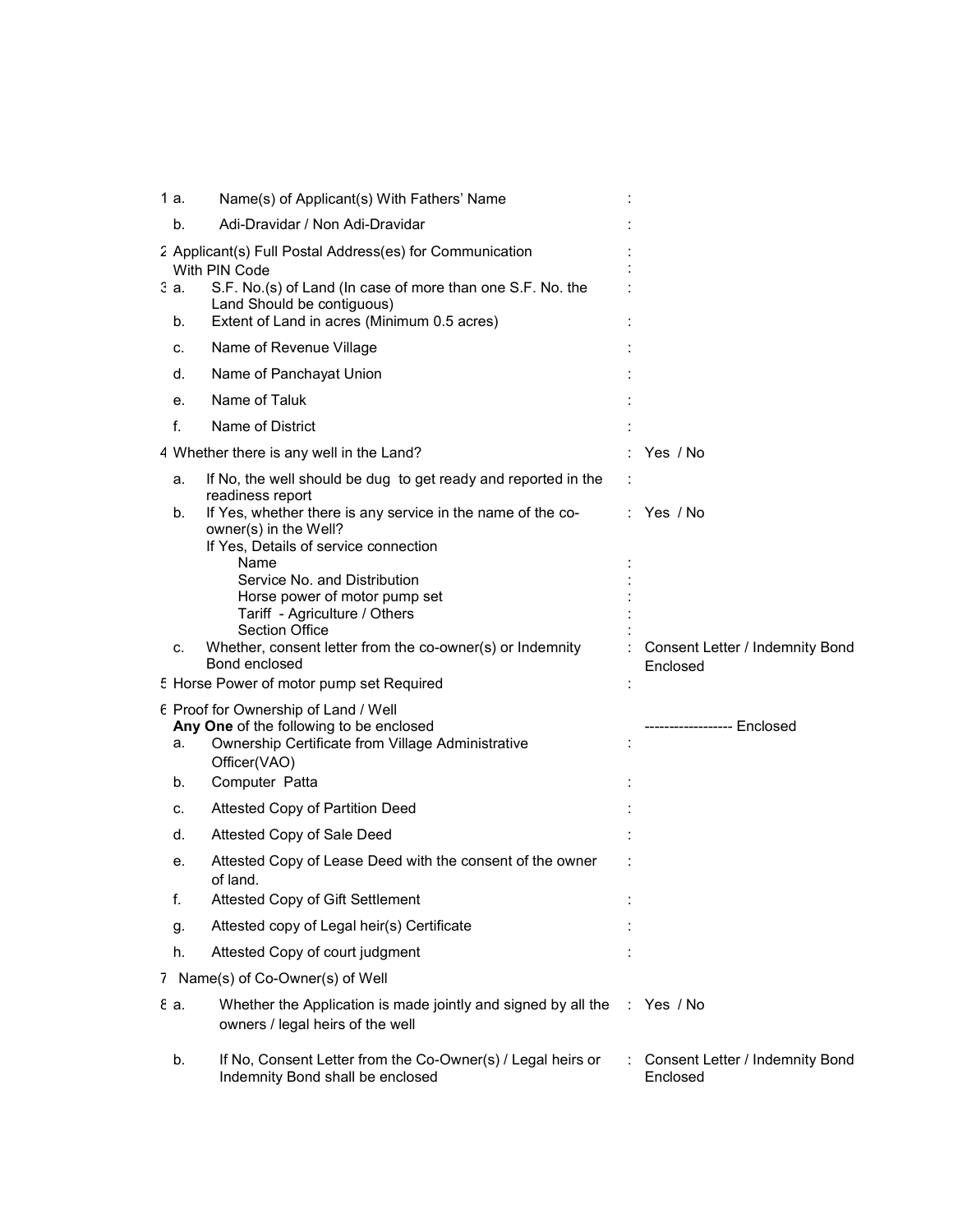| | | | | |
|---|---|---|---|---|
| 1 | a. | Name(s) of Applicant(s) With Fathers' Name | : | |
| | b. | Adi-Dravidar / Non Adi-Dravidar | : | |
| 2 | | Applicant(s) Full Postal Address(es) for Communication With PIN Code | : | |
| 3 | a. | S.F. No.(s) of Land (In case of more than one S.F. No. the Land Should be contiguous) | : | |
| | b. | Extent of Land in acres (Minimum 0.5 acres) | : | |
| | c. | Name of Revenue Village | : | |
| | d. | Name of Panchayat Union | : | |
| | e. | Name of Taluk | : | |
| | f. | Name of District | : | |
| 4 | | Whether there is any well in the Land? | : | Yes / No |
| | a. | If No, the well should be dug to get ready and reported in the readiness report | : | |
| | b. | If Yes, whether there is any service in the name of the co-owner(s) in the Well? | : | Yes / No |
| | | If Yes, Details of service connection | | |
| | | Name | : | |
| | | Service No. and Distribution | : | |
| | | Horse power of motor pump set | : | |
| | | Tariff - Agriculture / Others | : | |
| | | Section Office | : | |
| | c. | Whether, consent letter from the co-owner(s) or Indemnity Bond enclosed | : | Consent Letter / Indemnity Bond Enclosed |
| 5 | | Horse Power of motor pump set Required | : | |
| 6 | | Proof for Ownership of Land / Well<br>**Any One** of the following to be enclosed | | ------------------ Enclosed |
| | a. | Ownership Certificate from Village Administrative Officer(VAO) | : | |
| | b. | Computer Patta | : | |
| | c. | Attested Copy of Partition Deed | : | |
| | d. | Attested Copy of Sale Deed | : | |
| | e. | Attested Copy of Lease Deed with the consent of the owner of land. | : | |
| | f. | Attested Copy of Gift Settlement | : | |
| | g. | Attested copy of Legal heir(s) Certificate | : | |
| | h. | Attested Copy of court judgment | : | |
| 7 | | Name(s) of Co-Owner(s) of Well | | |
| 8 | a. | Whether the Application is made jointly and signed by all the owners / legal heirs of the well | : | Yes / No |
| | b. | If No, Consent Letter from the Co-Owner(s) / Legal heirs or Indemnity Bond shall be enclosed | : | Consent Letter / Indemnity Bond Enclosed |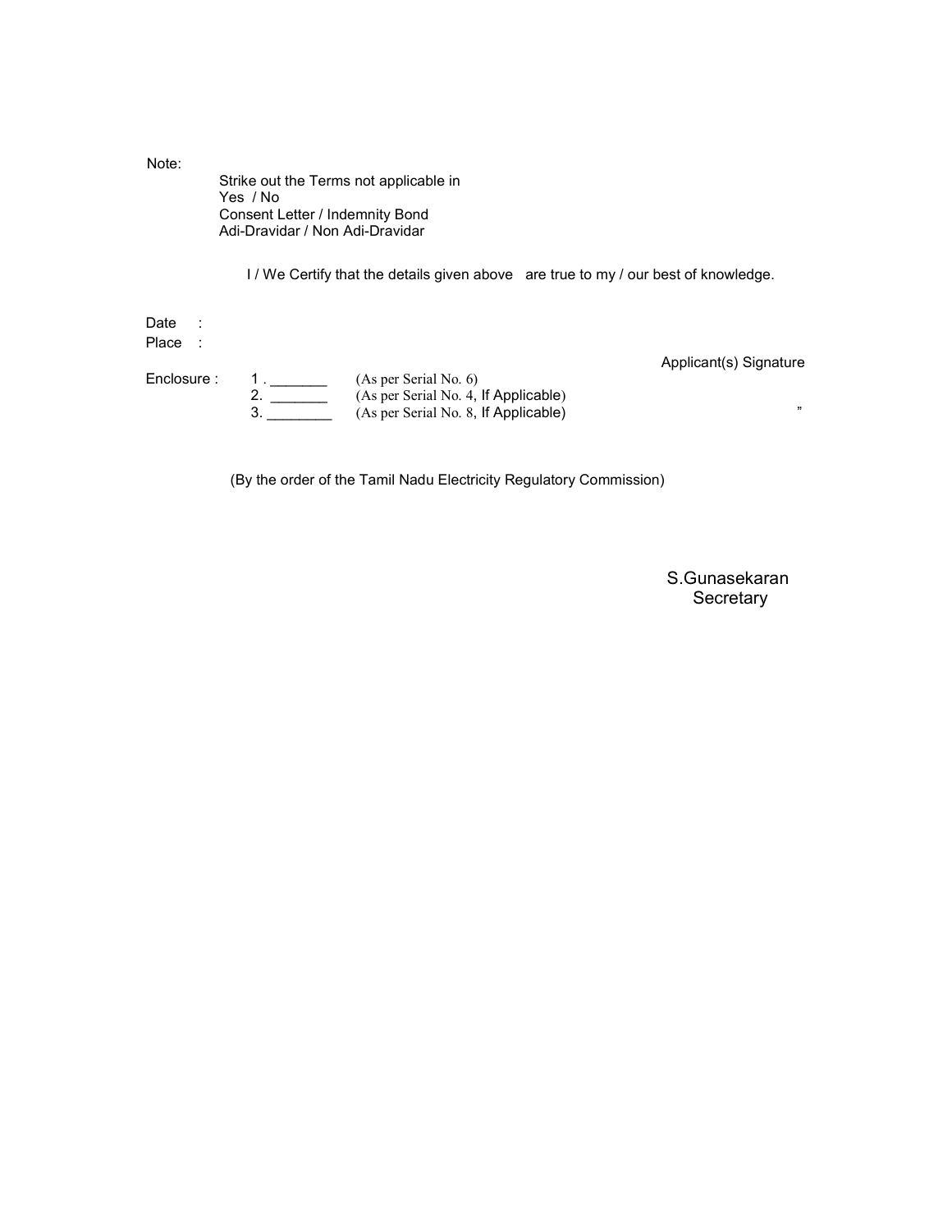Note:

Strike out the Terms not applicable in
Yes / No
Consent Letter / Indemnity Bond
Adi-Dravidar / Non Adi-Dravidar

I / We Certify that the details given above are true to my / our best of knowledge.

Date :
Place :

Applicant(s) Signature

Enclosure :
1 . _______ (As per Serial No. 6)
2. _______ (As per Serial No. 4, If Applicable)
3. ________ (As per Serial No. 8, If Applicable) ”

(By the order of the Tamil Nadu Electricity Regulatory Commission)

S.Gunasekaran
Secretary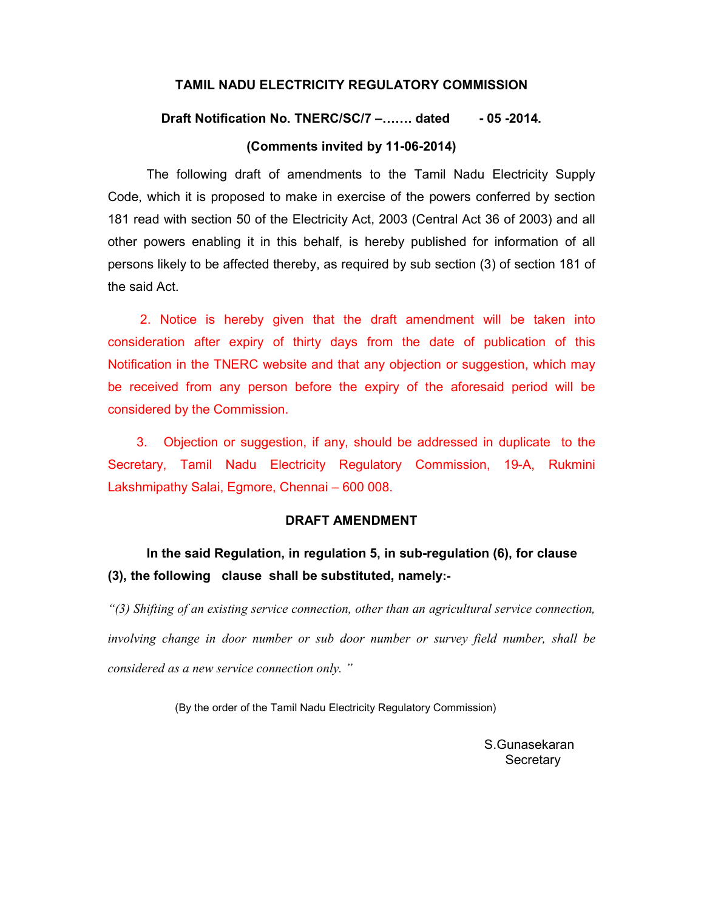**TAMIL NADU ELECTRICITY REGULATORY COMMISSION**

**Draft Notification No. TNERC/SC/7 –……. dated - 05 -2014.**

**(Comments invited by 11-06-2014)**

The following draft of amendments to the Tamil Nadu Electricity Supply Code, which it is proposed to make in exercise of the powers conferred by section 181 read with section 50 of the Electricity Act, 2003 (Central Act 36 of 2003) and all other powers enabling it in this behalf, is hereby published for information of all persons likely to be affected thereby, as required by sub section (3) of section 181 of the said Act.

2. Notice is hereby given that the draft amendment will be taken into consideration after expiry of thirty days from the date of publication of this Notification in the TNERC website and that any objection or suggestion, which may be received from any person before the expiry of the aforesaid period will be considered by the Commission.

3. Objection or suggestion, if any, should be addressed in duplicate to the Secretary, Tamil Nadu Electricity Regulatory Commission, 19-A, Rukmini Lakshmipathy Salai, Egmore, Chennai – 600 008.

**DRAFT AMENDMENT**

**In the said Regulation, in regulation 5, in sub-regulation (6), for clause (3), the following clause shall be substituted, namely:-**

*"(3) Shifting of an existing service connection, other than an agricultural service connection, involving change in door number or sub door number or survey field number, shall be considered as a new service connection only. "*

(By the order of the Tamil Nadu Electricity Regulatory Commission)

S.Gunasekaran
Secretary